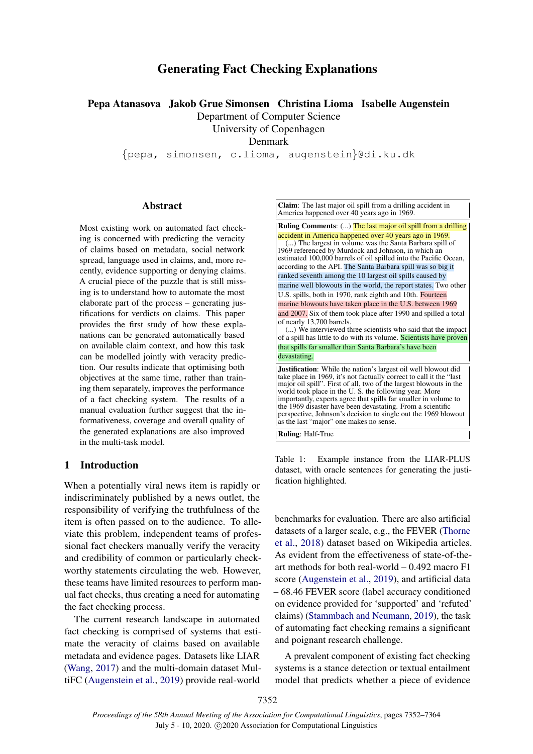# Generating Fact Checking Explanations

**Pepa Atanasova Jakob Grue Simonsen Christina Lioma Isabelle Augenstein**

Department of Computer Science
University of Copenhagen
Denmark

{pepa, simonsen, c.lioma, augenstein}@di.ku.dk

## Abstract

Most existing work on automated fact checking is concerned with predicting the veracity of claims based on metadata, social network spread, language used in claims, and, more recently, evidence supporting or denying claims. A crucial piece of the puzzle that is still missing is to understand how to automate the most elaborate part of the process – generating justifications for verdicts on claims. This paper provides the first study of how these explanations can be generated automatically based on available claim context, and how this task can be modelled jointly with veracity prediction. Our results indicate that optimising both objectives at the same time, rather than training them separately, improves the performance of a fact checking system. The results of a manual evaluation further suggest that the informativeness, coverage and overall quality of the generated explanations are also improved in the multi-task model.

## 1 Introduction

When a potentially viral news item is rapidly or indiscriminately published by a news outlet, the responsibility of verifying the truthfulness of the item is often passed on to the audience. To alleviate this problem, independent teams of professional fact checkers manually verify the veracity and credibility of common or particularly check-worthy statements circulating the web. However, these teams have limited resources to perform manual fact checks, thus creating a need for automating the fact checking process.

The current research landscape in automated fact checking is comprised of systems that estimate the veracity of claims based on available metadata and evidence pages. Datasets like LIAR (Wang, 2017) and the multi-domain dataset MultiFC (Augenstein et al., 2019) provide real-world benchmarks for evaluation. There are also artificial datasets of a larger scale, e.g., the FEVER (Thorne et al., 2018) dataset based on Wikipedia articles. As evident from the effectiveness of state-of-the-art methods for both real-world – 0.492 macro F1 score (Augenstein et al., 2019), and artificial data – 68.46 FEVER score (label accuracy conditioned on evidence provided for 'supported' and 'refuted' claims) (Stammbach and Neumann, 2019), the task of automating fact checking remains a significant and poignant research challenge.

A prevalent component of existing fact checking systems is a stance detection or textual entailment model that predicts whether a piece of evidence

| |
|---|
| **Claim**: The last major oil spill from a drilling accident in America happened over 40 years ago in 1969. |
| **Ruling Comments**: (...) The last major oil spill from a drilling accident in America happened over 40 years ago in 1969. (...) The largest in volume was the Santa Barbara spill of 1969 referenced by Murdock and Johnson, in which an estimated 100,000 barrels of oil spilled into the Pacific Ocean, according to the API. The Santa Barbara spill was so big it ranked seventh among the 10 largest oil spills caused by marine well blowouts in the world, the report states. Two other U.S. spills, both in 1970, rank eighth and 10th. Fourteen marine blowouts have taken place in the U.S. between 1969 and 2007. Six of them took place after 1990 and spilled a total of nearly 13,700 barrels. (...) We interviewed three scientists who said that the impact of a spill has little to do with its volume. Scientists have proven that spills far smaller than Santa Barbara's have been devastating. |
| **Justification**: While the nation's largest oil well blowout did take place in 1969, it's not factually correct to call it the "last major oil spill". First of all, two of the largest blowouts in the world took place in the U. S. the following year. More importantly, experts agree that spills far smaller in volume to the 1969 disaster have been devastating. From a scientific perspective, Johnson's decision to single out the 1969 blowout as the last "major" one makes no sense. |
| **Ruling**: Half-True |

Table 1: Example instance from the LIAR-PLUS dataset, with oracle sentences for generating the justification highlighted.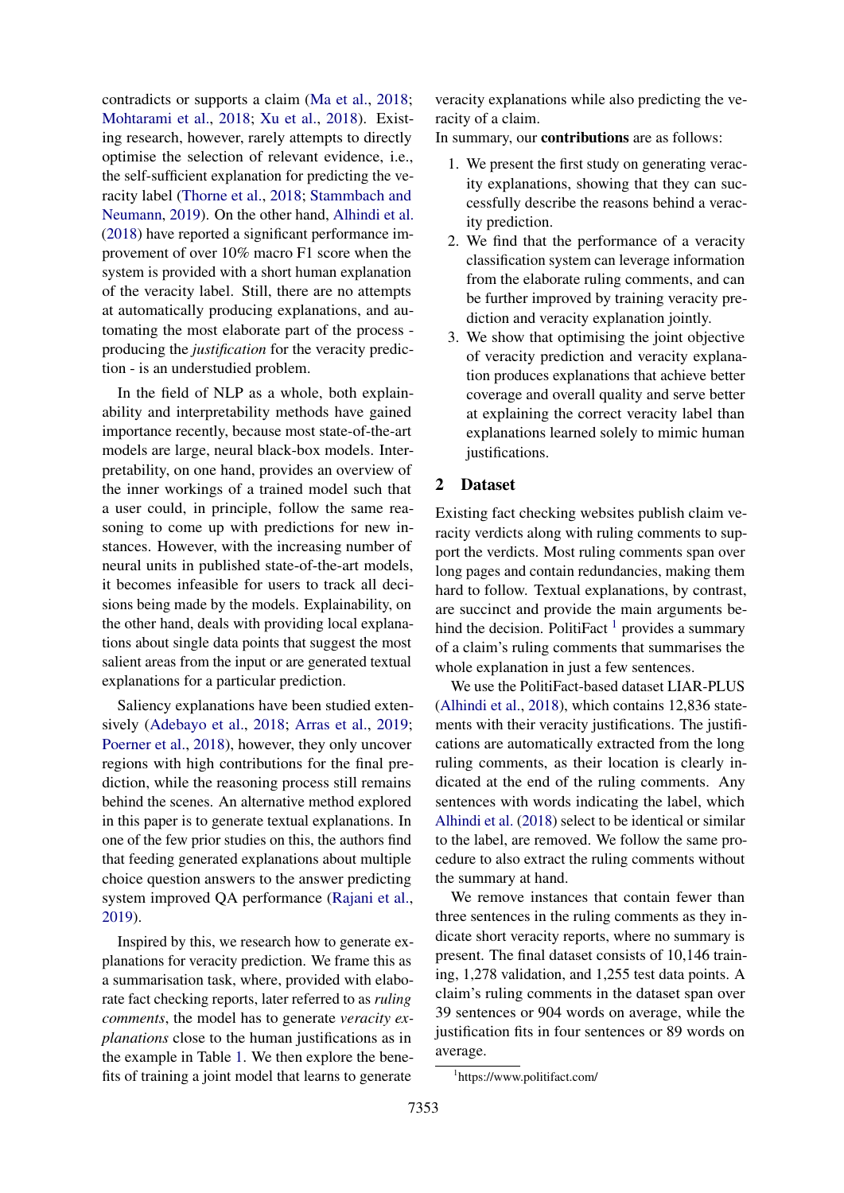contradicts or supports a claim (Ma et al., 2018; Mohtarami et al., 2018; Xu et al., 2018). Existing research, however, rarely attempts to directly optimise the selection of relevant evidence, i.e., the self-sufficient explanation for predicting the veracity label (Thorne et al., 2018; Stammbach and Neumann, 2019). On the other hand, Alhindi et al. (2018) have reported a significant performance improvement of over 10% macro F1 score when the system is provided with a short human explanation of the veracity label. Still, there are no attempts at automatically producing explanations, and automating the most elaborate part of the process - producing the *justification* for the veracity prediction - is an understudied problem.

In the field of NLP as a whole, both explainability and interpretability methods have gained importance recently, because most state-of-the-art models are large, neural black-box models. Interpretability, on one hand, provides an overview of the inner workings of a trained model such that a user could, in principle, follow the same reasoning to come up with predictions for new instances. However, with the increasing number of neural units in published state-of-the-art models, it becomes infeasible for users to track all decisions being made by the models. Explainability, on the other hand, deals with providing local explanations about single data points that suggest the most salient areas from the input or are generated textual explanations for a particular prediction.

Saliency explanations have been studied extensively (Adebayo et al., 2018; Arras et al., 2019; Poerner et al., 2018), however, they only uncover regions with high contributions for the final prediction, while the reasoning process still remains behind the scenes. An alternative method explored in this paper is to generate textual explanations. In one of the few prior studies on this, the authors find that feeding generated explanations about multiple choice question answers to the answer predicting system improved QA performance (Rajani et al., 2019).

Inspired by this, we research how to generate explanations for veracity prediction. We frame this as a summarisation task, where, provided with elaborate fact checking reports, later referred to as *ruling comments*, the model has to generate *veracity explanations* close to the human justifications as in the example in Table 1. We then explore the benefits of training a joint model that learns to generate veracity explanations while also predicting the veracity of a claim.

In summary, our **contributions** are as follows:

1. We present the first study on generating veracity explanations, showing that they can successfully describe the reasons behind a veracity prediction.
2. We find that the performance of a veracity classification system can leverage information from the elaborate ruling comments, and can be further improved by training veracity prediction and veracity explanation jointly.
3. We show that optimising the joint objective of veracity prediction and veracity explanation produces explanations that achieve better coverage and overall quality and serve better at explaining the correct veracity label than explanations learned solely to mimic human justifications.

## 2 Dataset

Existing fact checking websites publish claim veracity verdicts along with ruling comments to support the verdicts. Most ruling comments span over long pages and contain redundancies, making them hard to follow. Textual explanations, by contrast, are succinct and provide the main arguments behind the decision. PolitiFact [1] provides a summary of a claim's ruling comments that summarises the whole explanation in just a few sentences.

We use the PolitiFact-based dataset LIAR-PLUS (Alhindi et al., 2018), which contains 12,836 statements with their veracity justifications. The justifications are automatically extracted from the long ruling comments, as their location is clearly indicated at the end of the ruling comments. Any sentences with words indicating the label, which Alhindi et al. (2018) select to be identical or similar to the label, are removed. We follow the same procedure to also extract the ruling comments without the summary at hand.

We remove instances that contain fewer than three sentences in the ruling comments as they indicate short veracity reports, where no summary is present. The final dataset consists of 10,146 training, 1,278 validation, and 1,255 test data points. A claim's ruling comments in the dataset span over 39 sentences or 904 words on average, while the justification fits in four sentences or 89 words on average.

[1] https://www.politifact.com/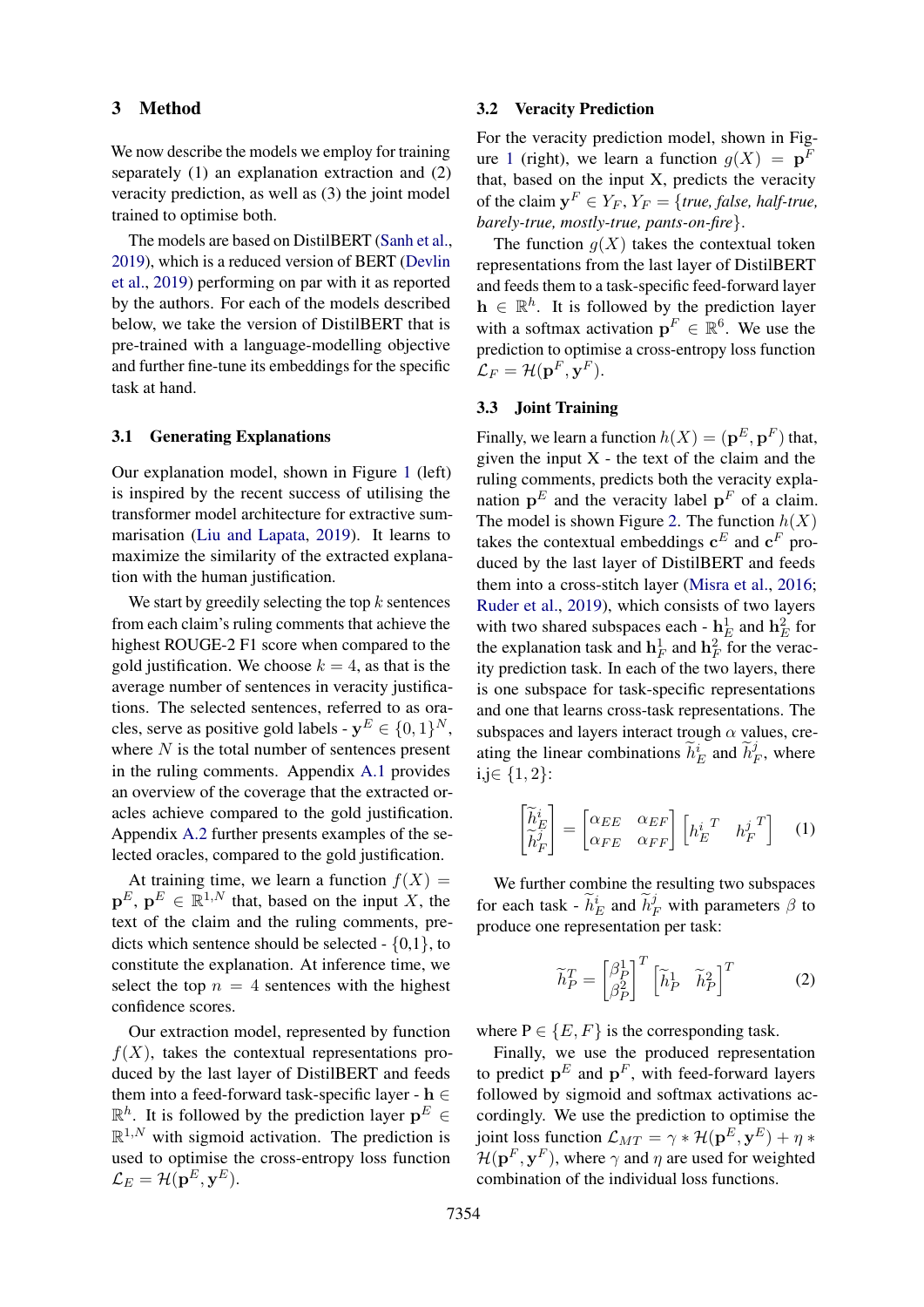## 3 Method

We now describe the models we employ for training separately (1) an explanation extraction and (2) veracity prediction, as well as (3) the joint model trained to optimise both.

The models are based on DistilBERT (Sanh et al., 2019), which is a reduced version of BERT (Devlin et al., 2019) performing on par with it as reported by the authors. For each of the models described below, we take the version of DistilBERT that is pre-trained with a language-modelling objective and further fine-tune its embeddings for the specific task at hand.

### 3.1 Generating Explanations

Our explanation model, shown in Figure 1 (left) is inspired by the recent success of utilising the transformer model architecture for extractive summarisation (Liu and Lapata, 2019). It learns to maximize the similarity of the extracted explanation with the human justification.

We start by greedily selecting the top $k$ sentences from each claim's ruling comments that achieve the highest ROUGE-2 F1 score when compared to the gold justification. We choose $k = 4$, as that is the average number of sentences in veracity justifications. The selected sentences, referred to as oracles, serve as positive gold labels - $\mathbf{y}^E \in \{0, 1\}^N$, where $N$ is the total number of sentences present in the ruling comments. Appendix A.1 provides an overview of the coverage that the extracted oracles achieve compared to the gold justification. Appendix A.2 further presents examples of the selected oracles, compared to the gold justification.

At training time, we learn a function $f(X) = \mathbf{p}^E$, $\mathbf{p}^E \in \mathbb{R}^{1,N}$ that, based on the input $X$, the text of the claim and the ruling comments, predicts which sentence should be selected - {0,1}, to constitute the explanation. At inference time, we select the top $n = 4$ sentences with the highest confidence scores.

Our extraction model, represented by function $f(X)$, takes the contextual representations produced by the last layer of DistilBERT and feeds them into a feed-forward task-specific layer - $\mathbf{h} \in \mathbb{R}^h$. It is followed by the prediction layer $\mathbf{p}^E \in \mathbb{R}^{1,N}$ with sigmoid activation. The prediction is used to optimise the cross-entropy loss function $\mathcal{L}_E = \mathcal{H}(\mathbf{p}^E, \mathbf{y}^E)$.

### 3.2 Veracity Prediction

For the veracity prediction model, shown in Figure 1 (right), we learn a function $g(X) = \mathbf{p}^F$ that, based on the input X, predicts the veracity of the claim $\mathbf{y}^F \in Y_F$, $Y_F = \{$*true, false, half-true, barely-true, mostly-true, pants-on-fire*$\}$.

The function $g(X)$ takes the contextual token representations from the last layer of DistilBERT and feeds them to a task-specific feed-forward layer $\mathbf{h} \in \mathbb{R}^h$. It is followed by the prediction layer with a softmax activation $\mathbf{p}^F \in \mathbb{R}^6$. We use the prediction to optimise a cross-entropy loss function $\mathcal{L}_F = \mathcal{H}(\mathbf{p}^F, \mathbf{y}^F)$.

### 3.3 Joint Training

Finally, we learn a function $h(X) = (\mathbf{p}^E, \mathbf{p}^F)$ that, given the input X - the text of the claim and the ruling comments, predicts both the veracity explanation $\mathbf{p}^E$ and the veracity label $\mathbf{p}^F$ of a claim. The model is shown Figure 2. The function $h(X)$ takes the contextual embeddings $\mathbf{c}^E$ and $\mathbf{c}^F$ produced by the last layer of DistilBERT and feeds them into a cross-stitch layer (Misra et al., 2016; Ruder et al., 2019), which consists of two layers with two shared subspaces each - $\mathbf{h}_E^1$ and $\mathbf{h}_E^2$ for the explanation task and $\mathbf{h}_F^1$ and $\mathbf{h}_F^2$ for the veracity prediction task. In each of the two layers, there is one subspace for task-specific representations and one that learns cross-task representations. The subspaces and layers interact trough $\alpha$ values, creating the linear combinations $\widetilde{h}_E^i$ and $\widetilde{h}_F^j$, where i,j$\in \{1, 2\}$:

$$\begin{bmatrix} \widetilde{h}_E^i \\ \widetilde{h}_F^j \end{bmatrix} = \begin{bmatrix} \alpha_{EE} & \alpha_{EF} \\ \alpha_{FE} & \alpha_{FF} \end{bmatrix} \begin{bmatrix} {h_E^i}^T & {h_F^j}^T \end{bmatrix} \quad (1)$$

We further combine the resulting two subspaces for each task - $\widetilde{h}_E^i$ and $\widetilde{h}_F^j$ with parameters $\beta$ to produce one representation per task:

$$\widetilde{h}_P^T = \begin{bmatrix} \beta_P^1 \\ \beta_P^2 \end{bmatrix}^T \begin{bmatrix} \widetilde{h}_P^1 & \widetilde{h}_P^2 \end{bmatrix}^T \quad (2)$$

where P $\in \{E, F\}$ is the corresponding task.

Finally, we use the produced representation to predict $\mathbf{p}^E$ and $\mathbf{p}^F$, with feed-forward layers followed by sigmoid and softmax activations accordingly. We use the prediction to optimise the joint loss function $\mathcal{L}_{MT} = \gamma * \mathcal{H}(\mathbf{p}^E, \mathbf{y}^E) + \eta * \mathcal{H}(\mathbf{p}^F, \mathbf{y}^F)$, where $\gamma$ and $\eta$ are used for weighted combination of the individual loss functions.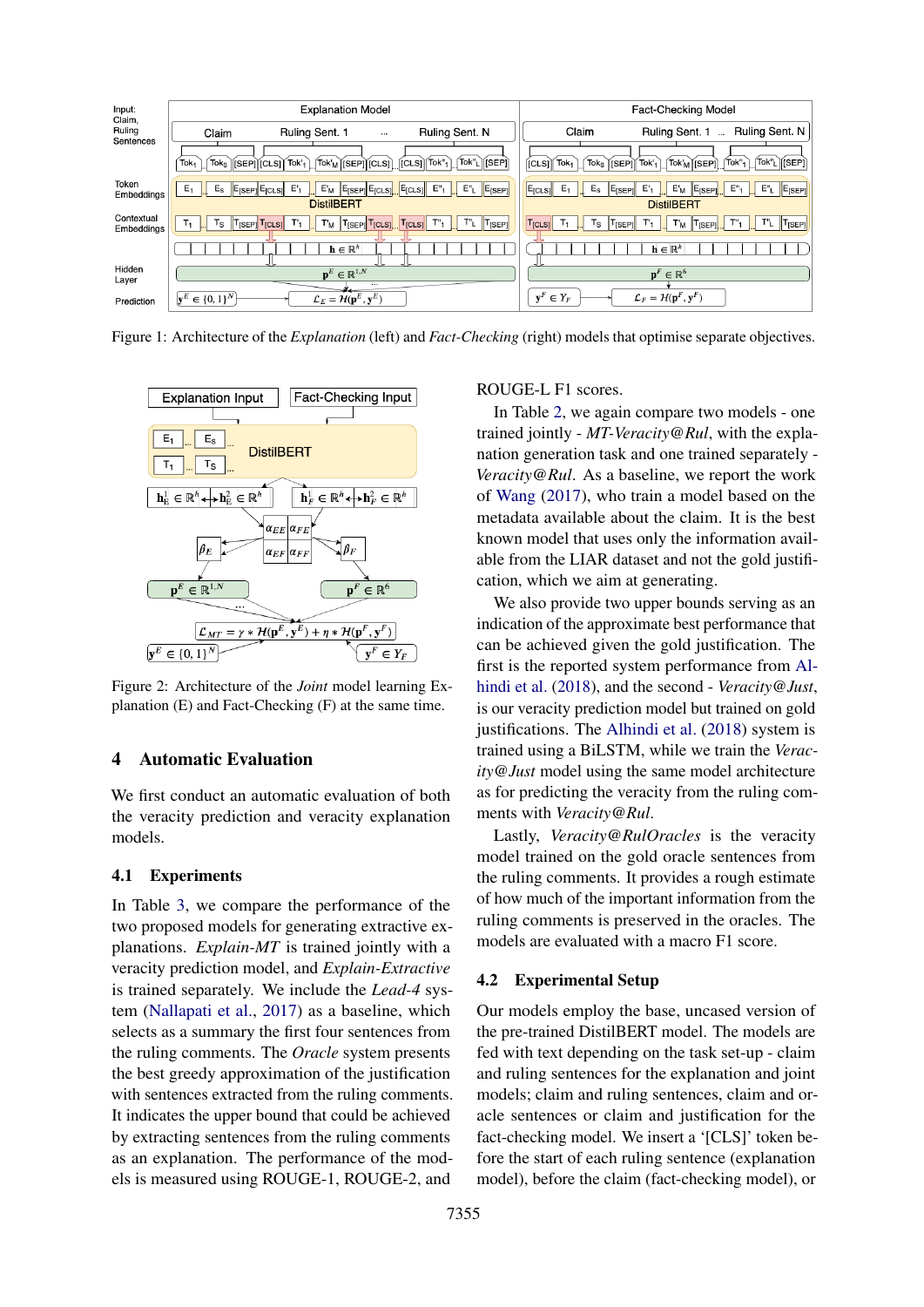Figure 1: Architecture of the *Explanation* (left) and *Fact-Checking* (right) models that optimise separate objectives.

Figure 2: Architecture of the *Joint* model learning Explanation (E) and Fact-Checking (F) at the same time.

## 4 Automatic Evaluation

We first conduct an automatic evaluation of both the veracity prediction and veracity explanation models.

### 4.1 Experiments

In Table 3, we compare the performance of the two proposed models for generating extractive explanations. *Explain-MT* is trained jointly with a veracity prediction model, and *Explain-Extractive* is trained separately. We include the *Lead-4* system (Nallapati et al., 2017) as a baseline, which selects as a summary the first four sentences from the ruling comments. The *Oracle* system presents the best greedy approximation of the justification with sentences extracted from the ruling comments. It indicates the upper bound that could be achieved by extracting sentences from the ruling comments as an explanation. The performance of the models is measured using ROUGE-1, ROUGE-2, and ROUGE-L F1 scores.

In Table 2, we again compare two models - one trained jointly - *MT-Veracity@Rul*, with the explanation generation task and one trained separately - *Veracity@Rul*. As a baseline, we report the work of Wang (2017), who train a model based on the metadata available about the claim. It is the best known model that uses only the information available from the LIAR dataset and not the gold justification, which we aim at generating.

We also provide two upper bounds serving as an indication of the approximate best performance that can be achieved given the gold justification. The first is the reported system performance from Alhindi et al. (2018), and the second - *Veracity@Just*, is our veracity prediction model but trained on gold justifications. The Alhindi et al. (2018) system is trained using a BiLSTM, while we train the *Veracity@Just* model using the same model architecture as for predicting the veracity from the ruling comments with *Veracity@Rul*.

Lastly, *Veracity@RulOracles* is the veracity model trained on the gold oracle sentences from the ruling comments. It provides a rough estimate of how much of the important information from the ruling comments is preserved in the oracles. The models are evaluated with a macro F1 score.

### 4.2 Experimental Setup

Our models employ the base, uncased version of the pre-trained DistilBERT model. The models are fed with text depending on the task set-up - claim and ruling sentences for the explanation and joint models; claim and ruling sentences, claim and oracle sentences or claim and justification for the fact-checking model. We insert a '[CLS]' token before the start of each ruling sentence (explanation model), before the claim (fact-checking model), or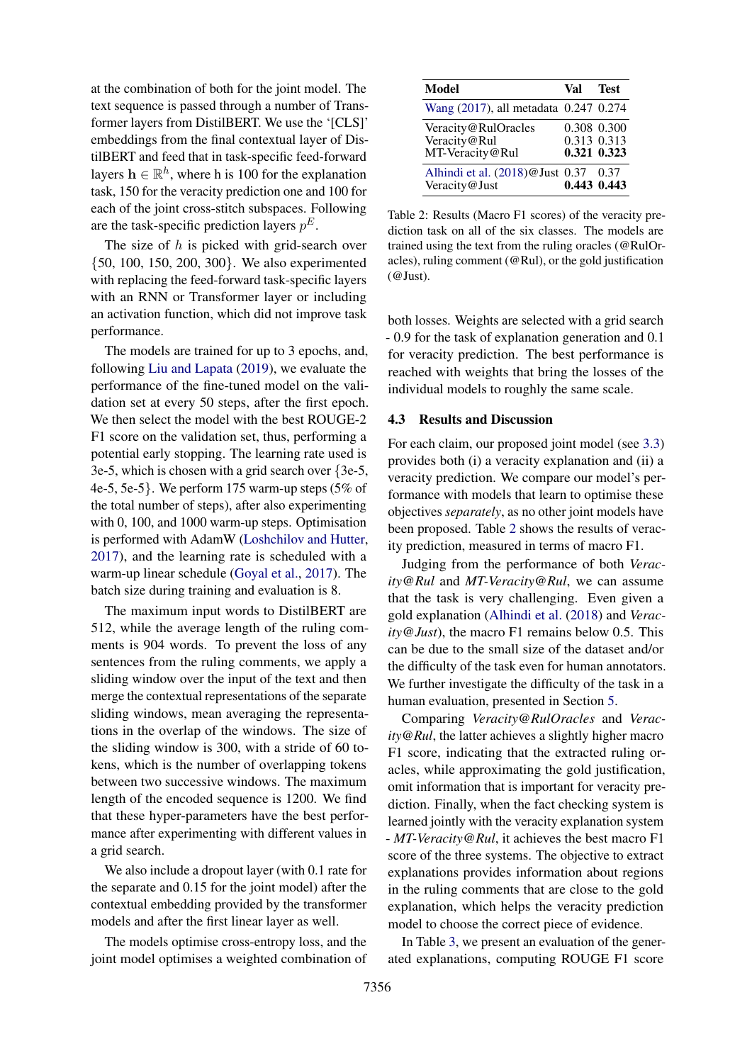at the combination of both for the joint model. The text sequence is passed through a number of Transformer layers from DistilBERT. We use the '[CLS]' embeddings from the final contextual layer of DistilBERT and feed that in task-specific feed-forward layers $\mathbf{h} \in \mathbb{R}^h$, where h is 100 for the explanation task, 150 for the veracity prediction one and 100 for each of the joint cross-stitch subspaces. Following are the task-specific prediction layers $p^E$.

The size of $h$ is picked with grid-search over $\{50, 100, 150, 200, 300\}$. We also experimented with replacing the feed-forward task-specific layers with an RNN or Transformer layer or including an activation function, which did not improve task performance.

The models are trained for up to 3 epochs, and, following Liu and Lapata (2019), we evaluate the performance of the fine-tuned model on the validation set at every 50 steps, after the first epoch. We then select the model with the best ROUGE-2 F1 score on the validation set, thus, performing a potential early stopping. The learning rate used is 3e-5, which is chosen with a grid search over {3e-5, 4e-5, 5e-5}. We perform 175 warm-up steps (5% of the total number of steps), after also experimenting with 0, 100, and 1000 warm-up steps. Optimisation is performed with AdamW (Loshchilov and Hutter, 2017), and the learning rate is scheduled with a warm-up linear schedule (Goyal et al., 2017). The batch size during training and evaluation is 8.

The maximum input words to DistilBERT are 512, while the average length of the ruling comments is 904 words. To prevent the loss of any sentences from the ruling comments, we apply a sliding window over the input of the text and then merge the contextual representations of the separate sliding windows, mean averaging the representations in the overlap of the windows. The size of the sliding window is 300, with a stride of 60 tokens, which is the number of overlapping tokens between two successive windows. The maximum length of the encoded sequence is 1200. We find that these hyper-parameters have the best performance after experimenting with different values in a grid search.

We also include a dropout layer (with 0.1 rate for the separate and 0.15 for the joint model) after the contextual embedding provided by the transformer models and after the first linear layer as well.

The models optimise cross-entropy loss, and the joint model optimises a weighted combination of both losses. Weights are selected with a grid search - 0.9 for the task of explanation generation and 0.1 for veracity prediction. The best performance is reached with weights that bring the losses of the individual models to roughly the same scale.

| Model | Val | Test |
|---|---|---|
| Wang (2017), all metadata | 0.247 | 0.274 |
| Veracity@RulOracles | 0.308 | 0.300 |
| Veracity@Rul | 0.313 | 0.313 |
| MT-Veracity@Rul | **0.321** | **0.323** |
| Alhindi et al. (2018)@Just | 0.37 | 0.37 |
| Veracity@Just | **0.443** | **0.443** |

Table 2: Results (Macro F1 scores) of the veracity prediction task on all of the six classes. The models are trained using the text from the ruling oracles (@RulOracles), ruling comment (@Rul), or the gold justification (@Just).

### 4.3 Results and Discussion

For each claim, our proposed joint model (see 3.3) provides both (i) a veracity explanation and (ii) a veracity prediction. We compare our model's performance with models that learn to optimise these objectives *separately*, as no other joint models have been proposed. Table 2 shows the results of veracity prediction, measured in terms of macro F1.

Judging from the performance of both *Veracity@Rul* and *MT-Veracity@Rul*, we can assume that the task is very challenging. Even given a gold explanation (Alhindi et al. (2018) and *Veracity@Just*), the macro F1 remains below 0.5. This can be due to the small size of the dataset and/or the difficulty of the task even for human annotators. We further investigate the difficulty of the task in a human evaluation, presented in Section 5.

Comparing *Veracity@RulOracles* and *Veracity@Rul*, the latter achieves a slightly higher macro F1 score, indicating that the extracted ruling oracles, while approximating the gold justification, omit information that is important for veracity prediction. Finally, when the fact checking system is learned jointly with the veracity explanation system - *MT-Veracity@Rul*, it achieves the best macro F1 score of the three systems. The objective to extract explanations provides information about regions in the ruling comments that are close to the gold explanation, which helps the veracity prediction model to choose the correct piece of evidence.

In Table 3, we present an evaluation of the generated explanations, computing ROUGE F1 score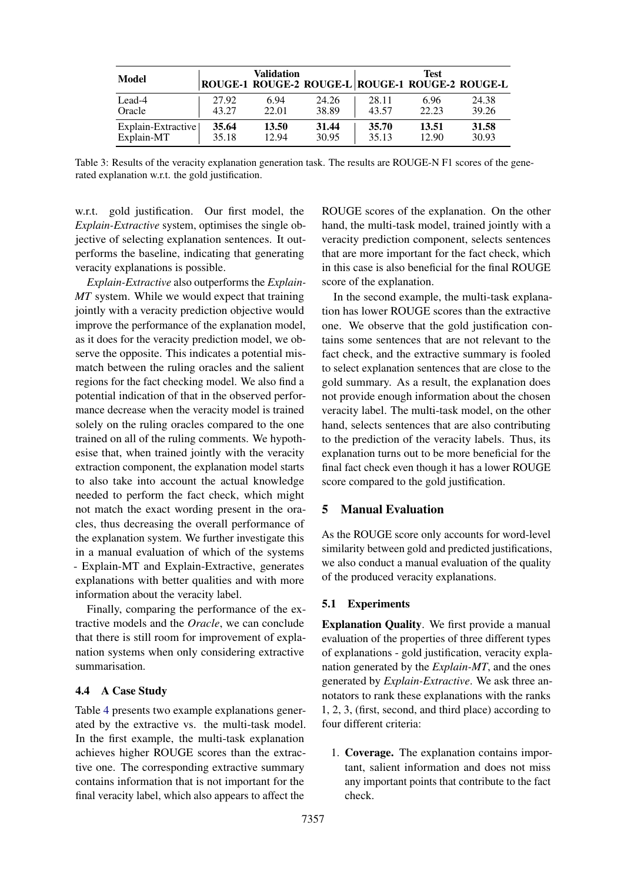| Model | Validation | | | Test | | |
|---|---|---|---|---|---|---|
| | ROUGE-1 | ROUGE-2 | ROUGE-L | ROUGE-1 | ROUGE-2 | ROUGE-L |
| Lead-4 | 27.92 | 6.94 | 24.26 | 28.11 | 6.96 | 24.38 |
| Oracle | 43.27 | 22.01 | 38.89 | 43.57 | 22.23 | 39.26 |
| Explain-Extractive | **35.64** | **13.50** | **31.44** | **35.70** | **13.51** | **31.58** |
| Explain-MT | 35.18 | 12.94 | 30.95 | 35.13 | 12.90 | 30.93 |

Table 3: Results of the veracity explanation generation task. The results are ROUGE-N F1 scores of the generated explanation w.r.t. the gold justification.

w.r.t. gold justification. Our first model, the *Explain-Extractive* system, optimises the single objective of selecting explanation sentences. It outperforms the baseline, indicating that generating veracity explanations is possible.

*Explain-Extractive* also outperforms the *Explain-MT* system. While we would expect that training jointly with a veracity prediction objective would improve the performance of the explanation model, as it does for the veracity prediction model, we observe the opposite. This indicates a potential mismatch between the ruling oracles and the salient regions for the fact checking model. We also find a potential indication of that in the observed performance decrease when the veracity model is trained solely on the ruling oracles compared to the one trained on all of the ruling comments. We hypothesise that, when trained jointly with the veracity extraction component, the explanation model starts to also take into account the actual knowledge needed to perform the fact check, which might not match the exact wording present in the oracles, thus decreasing the overall performance of the explanation system. We further investigate this in a manual evaluation of which of the systems - Explain-MT and Explain-Extractive, generates explanations with better qualities and with more information about the veracity label.

Finally, comparing the performance of the extractive models and the *Oracle*, we can conclude that there is still room for improvement of explanation systems when only considering extractive summarisation.

### 4.4 A Case Study

Table 4 presents two example explanations generated by the extractive vs. the multi-task model. In the first example, the multi-task explanation achieves higher ROUGE scores than the extractive one. The corresponding extractive summary contains information that is not important for the final veracity label, which also appears to affect the ROUGE scores of the explanation. On the other hand, the multi-task model, trained jointly with a veracity prediction component, selects sentences that are more important for the fact check, which in this case is also beneficial for the final ROUGE score of the explanation.

In the second example, the multi-task explanation has lower ROUGE scores than the extractive one. We observe that the gold justification contains some sentences that are not relevant to the fact check, and the extractive summary is fooled to select explanation sentences that are close to the gold summary. As a result, the explanation does not provide enough information about the chosen veracity label. The multi-task model, on the other hand, selects sentences that are also contributing to the prediction of the veracity labels. Thus, its explanation turns out to be more beneficial for the final fact check even though it has a lower ROUGE score compared to the gold justification.

## 5 Manual Evaluation

As the ROUGE score only accounts for word-level similarity between gold and predicted justifications, we also conduct a manual evaluation of the quality of the produced veracity explanations.

### 5.1 Experiments

**Explanation Quality**. We first provide a manual evaluation of the properties of three different types of explanations - gold justification, veracity explanation generated by the *Explain-MT*, and the ones generated by *Explain-Extractive*. We ask three annotators to rank these explanations with the ranks 1, 2, 3, (first, second, and third place) according to four different criteria:

1. **Coverage.** The explanation contains important, salient information and does not miss any important points that contribute to the fact check.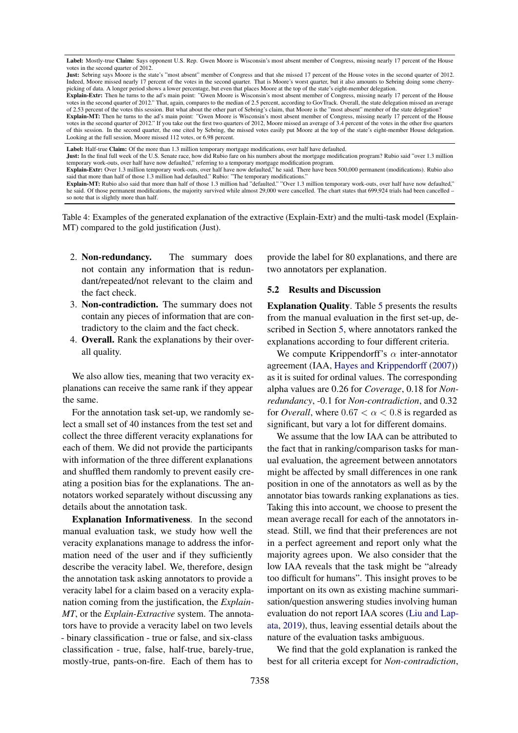**Label:** Mostly-true **Claim:** Says opponent U.S. Rep. Gwen Moore is Wisconsin's most absent member of Congress, missing nearly 17 percent of the House votes in the second quarter of 2012.
**Just:** Sebring says Moore is the state's "most absent" member of Congress and that she missed 17 percent of the House votes in the second quarter of 2012. Indeed, Moore missed nearly 17 percent of the votes in the second quarter. That is Moore's worst quarter, but it also amounts to Sebring doing some cherry-picking of data. A longer period shows a lower percentage, but even that places Moore at the top of the state's eight-member delegation.
**Explain-Extr:** Then he turns to the ad's main point: "Gwen Moore is Wisconsin's most absent member of Congress, missing nearly 17 percent of the House votes in the second quarter of 2012." That, again, compares to the median of 2.5 percent, according to GovTrack. Overall, the state delegation missed an average of 2.53 percent of the votes this session. But what about the other part of Sebring's claim, that Moore is the "most absent" member of the state delegation?
**Explain-MT:** Then he turns to the ad's main point: "Gwen Moore is Wisconsin's most absent member of Congress, missing nearly 17 percent of the House votes in the second quarter of 2012." If you take out the first two quarters of 2012, Moore missed an average of 3.4 percent of the votes in the other five quarters of this session. In the second quarter, the one cited by Sebring, the missed votes easily put Moore at the top of the state's eight-member House delegation. Looking at the full session, Moore missed 112 votes, or 6.98 percent.

**Label:** Half-true **Claim:** Of the more than 1.3 million temporary mortgage modifications, over half have defaulted.
**Just:** In the final full week of the U.S. Senate race, how did Rubio fare on his numbers about the mortgage modification program? Rubio said "over 1.3 million temporary work-outs, over half have now defaulted," referring to a temporary mortgage modification program.
**Explain-Extr:** Over 1.3 million temporary work-outs, over half have now defaulted," he said. There have been 500,000 permanent (modifications). Rubio also said that more than half of those 1.3 million had defaulted." Rubio: "The temporary modifications."
**Explain-MT:** Rubio also said that more than half of those 1.3 million had "defaulted." "Over 1.3 million temporary work-outs, over half have now defaulted," he said. Of those permanent modifications, the majority survived while almost 29,000 were cancelled. The chart states that 699,924 trials had been cancelled – so note that is slightly more than half.

Table 4: Examples of the generated explanation of the extractive (Explain-Extr) and the multi-task model (Explain-MT) compared to the gold justification (Just).

2. **Non-redundancy.** The summary does not contain any information that is redundant/repeated/not relevant to the claim and the fact check.
3. **Non-contradiction.** The summary does not contain any pieces of information that are contradictory to the claim and the fact check.
4. **Overall.** Rank the explanations by their overall quality.

We also allow ties, meaning that two veracity explanations can receive the same rank if they appear the same.

For the annotation task set-up, we randomly select a small set of 40 instances from the test set and collect the three different veracity explanations for each of them. We did not provide the participants with information of the three different explanations and shuffled them randomly to prevent easily creating a position bias for the explanations. The annotators worked separately without discussing any details about the annotation task.

**Explanation Informativeness**. In the second manual evaluation task, we study how well the veracity explanations manage to address the information need of the user and if they sufficiently describe the veracity label. We, therefore, design the annotation task asking annotators to provide a veracity label for a claim based on a veracity explanation coming from the justification, the *Explain-MT*, or the *Explain-Extractive* system. The annotators have to provide a veracity label on two levels - binary classification - true or false, and six-class classification - true, false, half-true, barely-true, mostly-true, pants-on-fire. Each of them has to provide the label for 80 explanations, and there are two annotators per explanation.

### 5.2 Results and Discussion

**Explanation Quality**. Table 5 presents the results from the manual evaluation in the first set-up, described in Section 5, where annotators ranked the explanations according to four different criteria.

We compute Krippendorff's $\alpha$ inter-annotator agreement (IAA, Hayes and Krippendorff (2007)) as it is suited for ordinal values. The corresponding alpha values are 0.26 for *Coverage*, 0.18 for *Non-redundancy*, -0.1 for *Non-contradiction*, and 0.32 for *Overall*, where $0.67 < \alpha < 0.8$ is regarded as significant, but vary a lot for different domains.

We assume that the low IAA can be attributed to the fact that in ranking/comparison tasks for manual evaluation, the agreement between annotators might be affected by small differences in one rank position in one of the annotators as well as by the annotator bias towards ranking explanations as ties. Taking this into account, we choose to present the mean average recall for each of the annotators instead. Still, we find that their preferences are not in a perfect agreement and report only what the majority agrees upon. We also consider that the low IAA reveals that the task might be "already too difficult for humans". This insight proves to be important on its own as existing machine summarisation/question answering studies involving human evaluation do not report IAA scores (Liu and Lapata, 2019), thus, leaving essential details about the nature of the evaluation tasks ambiguous.

We find that the gold explanation is ranked the best for all criteria except for *Non-contradiction*,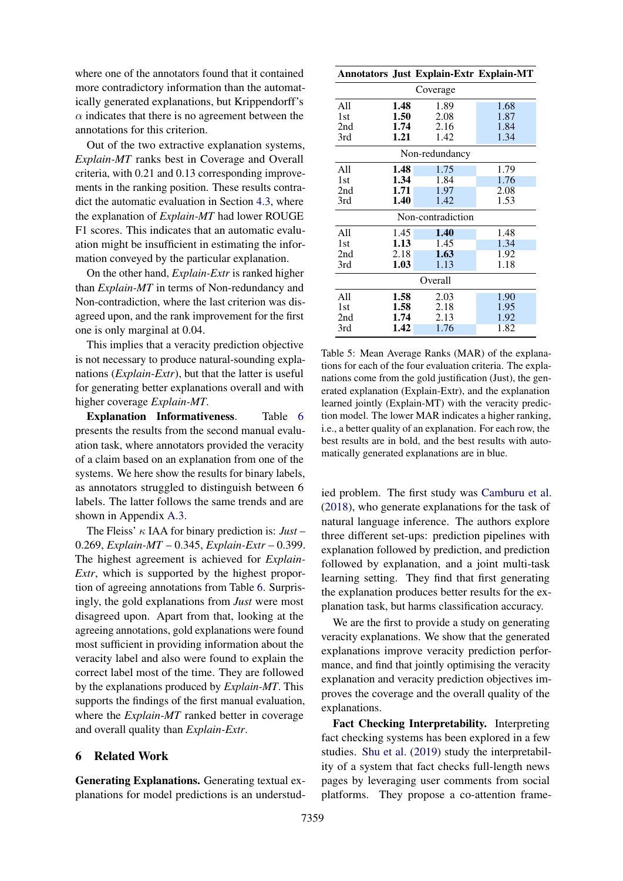where one of the annotators found that it contained more contradictory information than the automatically generated explanations, but Krippendorff's $\alpha$ indicates that there is no agreement between the annotations for this criterion.

Out of the two extractive explanation systems, *Explain-MT* ranks best in Coverage and Overall criteria, with 0.21 and 0.13 corresponding improvements in the ranking position. These results contradict the automatic evaluation in Section 4.3, where the explanation of *Explain-MT* had lower ROUGE F1 scores. This indicates that an automatic evaluation might be insufficient in estimating the information conveyed by the particular explanation.

On the other hand, *Explain-Extr* is ranked higher than *Explain-MT* in terms of Non-redundancy and Non-contradiction, where the last criterion was disagreed upon, and the rank improvement for the first one is only marginal at 0.04.

This implies that a veracity prediction objective is not necessary to produce natural-sounding explanations (*Explain-Extr*), but that the latter is useful for generating better explanations overall and with higher coverage *Explain-MT*.

**Explanation Informativeness.** Table 6 presents the results from the second manual evaluation task, where annotators provided the veracity of a claim based on an explanation from one of the systems. We here show the results for binary labels, as annotators struggled to distinguish between 6 labels. The latter follows the same trends and are shown in Appendix A.3.

The Fleiss' $\kappa$ IAA for binary prediction is: *Just* – 0.269, *Explain-MT* – 0.345, *Explain-Extr* – 0.399. The highest agreement is achieved for *Explain-Extr*, which is supported by the highest proportion of agreeing annotations from Table 6. Surprisingly, the gold explanations from *Just* were most disagreed upon. Apart from that, looking at the agreeing annotations, gold explanations were found most sufficient in providing information about the veracity label and also were found to explain the correct label most of the time. They are followed by the explanations produced by *Explain-MT*. This supports the findings of the first manual evaluation, where the *Explain-MT* ranked better in coverage and overall quality than *Explain-Extr*.

| Annotators | Just | Explain-Extr | Explain-MT |
|---|---|---|---|
| **Coverage** | | | |
| All | **1.48** | 1.89 | 1.68 |
| 1st | **1.50** | 2.08 | 1.87 |
| 2nd | **1.74** | 2.16 | 1.84 |
| 3rd | **1.21** | 1.42 | 1.34 |
| **Non-redundancy** | | | |
| All | **1.48** | 1.75 | 1.79 |
| 1st | **1.34** | 1.84 | 1.76 |
| 2nd | **1.71** | 1.97 | 2.08 |
| 3rd | **1.40** | 1.42 | 1.53 |
| **Non-contradiction** | | | |
| All | 1.45 | **1.40** | 1.48 |
| 1st | **1.13** | 1.45 | 1.34 |
| 2nd | 2.18 | **1.63** | 1.92 |
| 3rd | **1.03** | 1.13 | 1.18 |
| **Overall** | | | |
| All | **1.58** | 2.03 | 1.90 |
| 1st | **1.58** | 2.18 | 1.95 |
| 2nd | **1.74** | 2.13 | 1.92 |
| 3rd | **1.42** | 1.76 | 1.82 |

Table 5: Mean Average Ranks (MAR) of the explanations for each of the four evaluation criteria. The explanations come from the gold justification (Just), the generated explanation (Explain-Extr), and the explanation learned jointly (Explain-MT) with the veracity prediction model. The lower MAR indicates a higher ranking, i.e., a better quality of an explanation. For each row, the best results are in bold, and the best results with automatically generated explanations are in blue.

## 6 Related Work

**Generating Explanations.** Generating textual explanations for model predictions is an understudied problem. The first study was Camburu et al. (2018), who generate explanations for the task of natural language inference. The authors explore three different set-ups: prediction pipelines with explanation followed by prediction, and prediction followed by explanation, and a joint multi-task learning setting. They find that first generating the explanation produces better results for the explanation task, but harms classification accuracy.

We are the first to provide a study on generating veracity explanations. We show that the generated explanations improve veracity prediction performance, and find that jointly optimising the veracity explanation and veracity prediction objectives improves the coverage and the overall quality of the explanations.

**Fact Checking Interpretability.** Interpreting fact checking systems has been explored in a few studies. Shu et al. (2019) study the interpretability of a system that fact checks full-length news pages by leveraging user comments from social platforms. They propose a co-attention frame-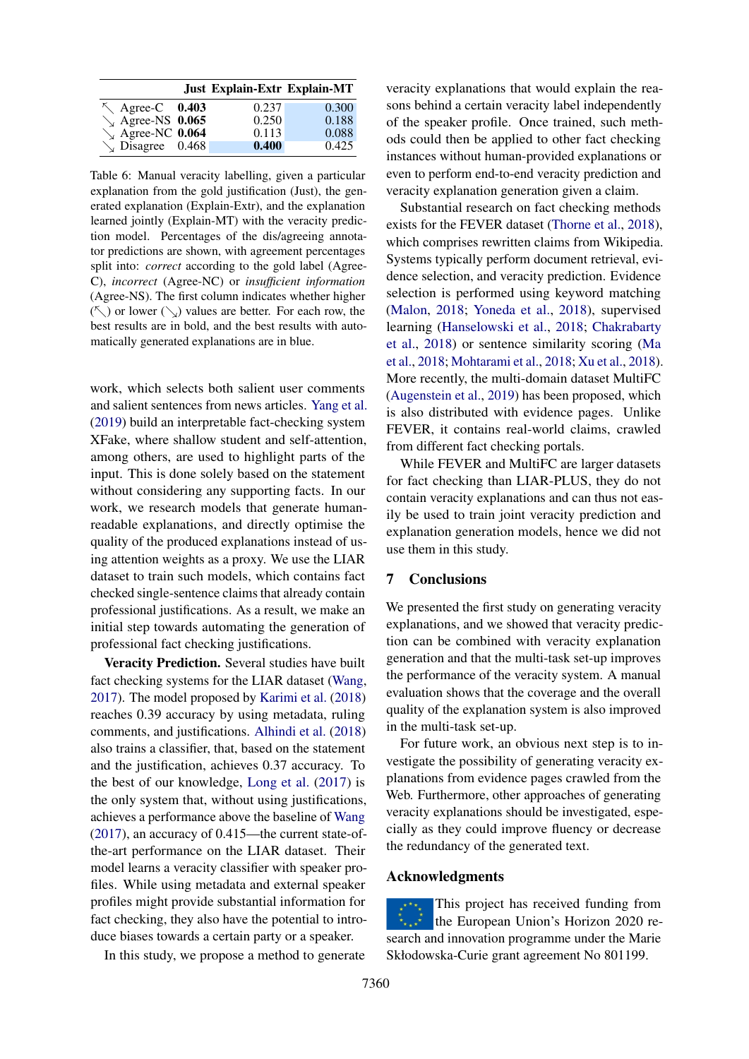|  | Just | Explain-Extr | Explain-MT |
|---|---|---|---|
| ↖ Agree-C | **0.403** | 0.237 | 0.300 |
| ↘ Agree-NS | **0.065** | 0.250 | 0.188 |
| ↘ Agree-NC | **0.064** | 0.113 | 0.088 |
| ↘ Disagree | 0.468 | **0.400** | 0.425 |

Table 6: Manual veracity labelling, given a particular explanation from the gold justification (Just), the generated explanation (Explain-Extr), and the explanation learned jointly (Explain-MT) with the veracity prediction model. Percentages of the dis/agreeing annotator predictions are shown, with agreement percentages split into: *correct* according to the gold label (Agree-C), *incorrect* (Agree-NC) or *insufficient information* (Agree-NS). The first column indicates whether higher (↖) or lower (↘) values are better. For each row, the best results are in bold, and the best results with automatically generated explanations are in blue.

work, which selects both salient user comments and salient sentences from news articles. Yang et al. (2019) build an interpretable fact-checking system XFake, where shallow student and self-attention, among others, are used to highlight parts of the input. This is done solely based on the statement without considering any supporting facts. In our work, we research models that generate human-readable explanations, and directly optimise the quality of the produced explanations instead of using attention weights as a proxy. We use the LIAR dataset to train such models, which contains fact checked single-sentence claims that already contain professional justifications. As a result, we make an initial step towards automating the generation of professional fact checking justifications.

**Veracity Prediction.** Several studies have built fact checking systems for the LIAR dataset (Wang, 2017). The model proposed by Karimi et al. (2018) reaches 0.39 accuracy by using metadata, ruling comments, and justifications. Alhindi et al. (2018) also trains a classifier, that, based on the statement and the justification, achieves 0.37 accuracy. To the best of our knowledge, Long et al. (2017) is the only system that, without using justifications, achieves a performance above the baseline of Wang (2017), an accuracy of 0.415—the current state-of-the-art performance on the LIAR dataset. Their model learns a veracity classifier with speaker profiles. While using metadata and external speaker profiles might provide substantial information for fact checking, they also have the potential to introduce biases towards a certain party or a speaker.

In this study, we propose a method to generate veracity explanations that would explain the reasons behind a certain veracity label independently of the speaker profile. Once trained, such methods could then be applied to other fact checking instances without human-provided explanations or even to perform end-to-end veracity prediction and veracity explanation generation given a claim.

Substantial research on fact checking methods exists for the FEVER dataset (Thorne et al., 2018), which comprises rewritten claims from Wikipedia. Systems typically perform document retrieval, evidence selection, and veracity prediction. Evidence selection is performed using keyword matching (Malon, 2018; Yoneda et al., 2018), supervised learning (Hanselowski et al., 2018; Chakrabarty et al., 2018) or sentence similarity scoring (Ma et al., 2018; Mohtarami et al., 2018; Xu et al., 2018). More recently, the multi-domain dataset MultiFC (Augenstein et al., 2019) has been proposed, which is also distributed with evidence pages. Unlike FEVER, it contains real-world claims, crawled from different fact checking portals.

While FEVER and MultiFC are larger datasets for fact checking than LIAR-PLUS, they do not contain veracity explanations and can thus not easily be used to train joint veracity prediction and explanation generation models, hence we did not use them in this study.

## 7 Conclusions

We presented the first study on generating veracity explanations, and we showed that veracity prediction can be combined with veracity explanation generation and that the multi-task set-up improves the performance of the veracity system. A manual evaluation shows that the coverage and the overall quality of the explanation system is also improved in the multi-task set-up.

For future work, an obvious next step is to investigate the possibility of generating veracity explanations from evidence pages crawled from the Web. Furthermore, other approaches of generating veracity explanations should be investigated, especially as they could improve fluency or decrease the redundancy of the generated text.

## Acknowledgments

This project has received funding from the European Union's Horizon 2020 research and innovation programme under the Marie Skłodowska-Curie grant agreement No 801199.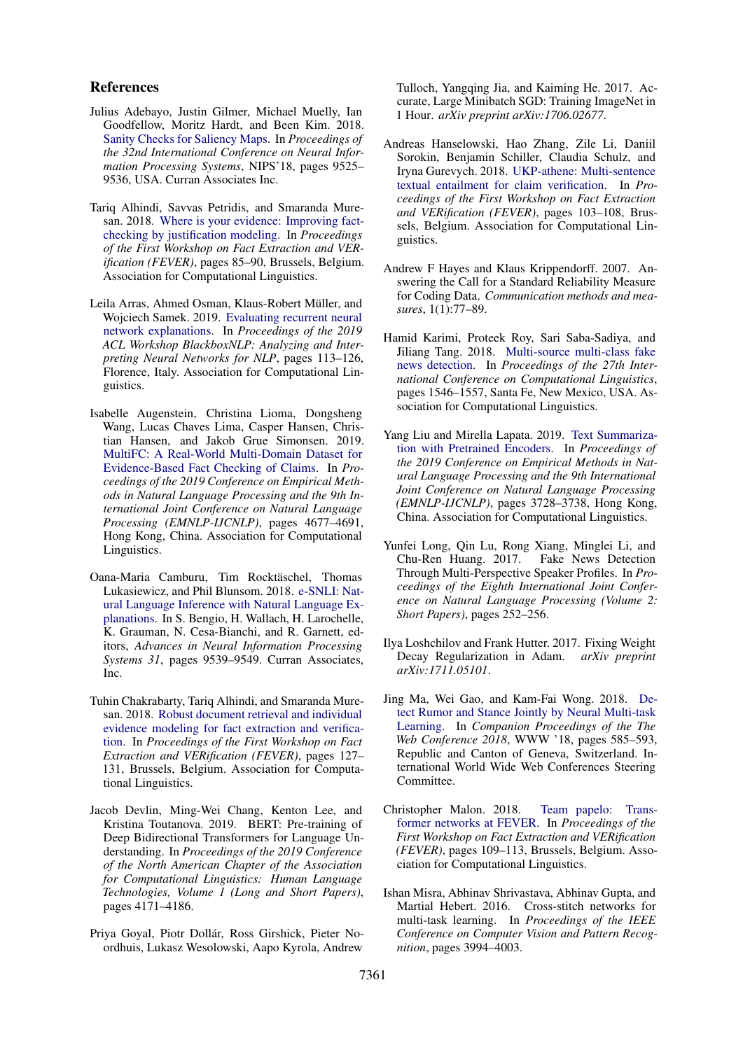## References

Julius Adebayo, Justin Gilmer, Michael Muelly, Ian Goodfellow, Moritz Hardt, and Been Kim. 2018. Sanity Checks for Saliency Maps. In *Proceedings of the 32nd International Conference on Neural Information Processing Systems*, NIPS'18, pages 9525–9536, USA. Curran Associates Inc.

Tariq Alhindi, Savvas Petridis, and Smaranda Muresan. 2018. Where is your evidence: Improving fact-checking by justification modeling. In *Proceedings of the First Workshop on Fact Extraction and VERification (FEVER)*, pages 85–90, Brussels, Belgium. Association for Computational Linguistics.

Leila Arras, Ahmed Osman, Klaus-Robert Müller, and Wojciech Samek. 2019. Evaluating recurrent neural network explanations. In *Proceedings of the 2019 ACL Workshop BlackboxNLP: Analyzing and Interpreting Neural Networks for NLP*, pages 113–126, Florence, Italy. Association for Computational Linguistics.

Isabelle Augenstein, Christina Lioma, Dongsheng Wang, Lucas Chaves Lima, Casper Hansen, Christian Hansen, and Jakob Grue Simonsen. 2019. MultiFC: A Real-World Multi-Domain Dataset for Evidence-Based Fact Checking of Claims. In *Proceedings of the 2019 Conference on Empirical Methods in Natural Language Processing and the 9th International Joint Conference on Natural Language Processing (EMNLP-IJCNLP)*, pages 4677–4691, Hong Kong, China. Association for Computational Linguistics.

Oana-Maria Camburu, Tim Rocktäschel, Thomas Lukasiewicz, and Phil Blunsom. 2018. e-SNLI: Natural Language Inference with Natural Language Explanations. In S. Bengio, H. Wallach, H. Larochelle, K. Grauman, N. Cesa-Bianchi, and R. Garnett, editors, *Advances in Neural Information Processing Systems 31*, pages 9539–9549. Curran Associates, Inc.

Tuhin Chakrabarty, Tariq Alhindi, and Smaranda Muresan. 2018. Robust document retrieval and individual evidence modeling for fact extraction and verification. In *Proceedings of the First Workshop on Fact Extraction and VERification (FEVER)*, pages 127–131, Brussels, Belgium. Association for Computational Linguistics.

Jacob Devlin, Ming-Wei Chang, Kenton Lee, and Kristina Toutanova. 2019. BERT: Pre-training of Deep Bidirectional Transformers for Language Understanding. In *Proceedings of the 2019 Conference of the North American Chapter of the Association for Computational Linguistics: Human Language Technologies, Volume 1 (Long and Short Papers)*, pages 4171–4186.

Priya Goyal, Piotr Dollár, Ross Girshick, Pieter Noordhuis, Lukasz Wesolowski, Aapo Kyrola, Andrew Tulloch, Yangqing Jia, and Kaiming He. 2017. Accurate, Large Minibatch SGD: Training ImageNet in 1 Hour. *arXiv preprint arXiv:1706.02677*.

Andreas Hanselowski, Hao Zhang, Zile Li, Daniil Sorokin, Benjamin Schiller, Claudia Schulz, and Iryna Gurevych. 2018. UKP-athene: Multi-sentence textual entailment for claim verification. In *Proceedings of the First Workshop on Fact Extraction and VERification (FEVER)*, pages 103–108, Brussels, Belgium. Association for Computational Linguistics.

Andrew F Hayes and Klaus Krippendorff. 2007. Answering the Call for a Standard Reliability Measure for Coding Data. *Communication methods and measures*, 1(1):77–89.

Hamid Karimi, Proteek Roy, Sari Saba-Sadiya, and Jiliang Tang. 2018. Multi-source multi-class fake news detection. In *Proceedings of the 27th International Conference on Computational Linguistics*, pages 1546–1557, Santa Fe, New Mexico, USA. Association for Computational Linguistics.

Yang Liu and Mirella Lapata. 2019. Text Summarization with Pretrained Encoders. In *Proceedings of the 2019 Conference on Empirical Methods in Natural Language Processing and the 9th International Joint Conference on Natural Language Processing (EMNLP-IJCNLP)*, pages 3728–3738, Hong Kong, China. Association for Computational Linguistics.

Yunfei Long, Qin Lu, Rong Xiang, Minglei Li, and Chu-Ren Huang. 2017. Fake News Detection Through Multi-Perspective Speaker Profiles. In *Proceedings of the Eighth International Joint Conference on Natural Language Processing (Volume 2: Short Papers)*, pages 252–256.

Ilya Loshchilov and Frank Hutter. 2017. Fixing Weight Decay Regularization in Adam. *arXiv preprint arXiv:1711.05101*.

Jing Ma, Wei Gao, and Kam-Fai Wong. 2018. Detect Rumor and Stance Jointly by Neural Multi-task Learning. In *Companion Proceedings of the The Web Conference 2018*, WWW '18, pages 585–593, Republic and Canton of Geneva, Switzerland. International World Wide Web Conferences Steering Committee.

Christopher Malon. 2018. Team papelo: Transformer networks at FEVER. In *Proceedings of the First Workshop on Fact Extraction and VERification (FEVER)*, pages 109–113, Brussels, Belgium. Association for Computational Linguistics.

Ishan Misra, Abhinav Shrivastava, Abhinav Gupta, and Martial Hebert. 2016. Cross-stitch networks for multi-task learning. In *Proceedings of the IEEE Conference on Computer Vision and Pattern Recognition*, pages 3994–4003.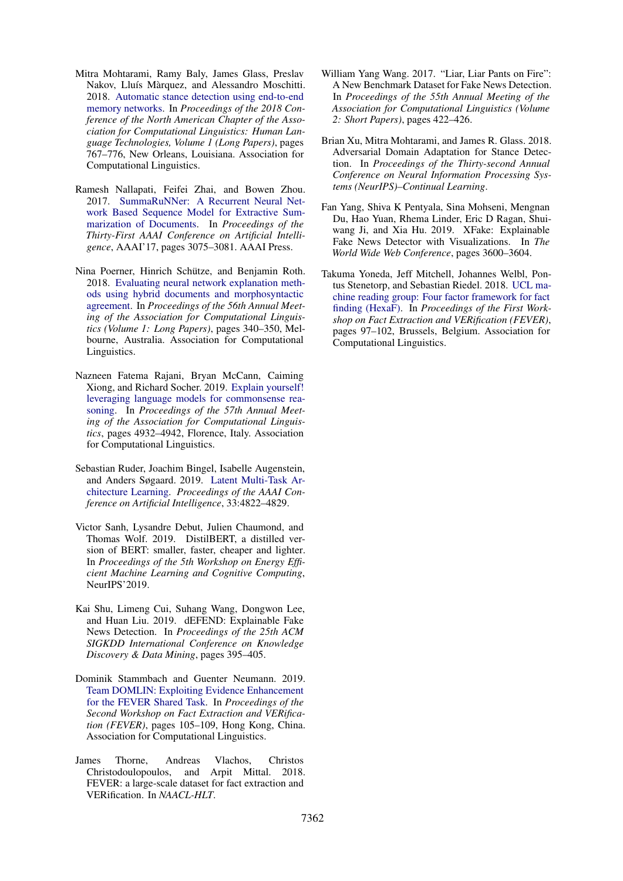Mitra Mohtarami, Ramy Baly, James Glass, Preslav Nakov, Lluís Màrquez, and Alessandro Moschitti. 2018. Automatic stance detection using end-to-end memory networks. In *Proceedings of the 2018 Conference of the North American Chapter of the Association for Computational Linguistics: Human Language Technologies, Volume 1 (Long Papers)*, pages 767–776, New Orleans, Louisiana. Association for Computational Linguistics.

Ramesh Nallapati, Feifei Zhai, and Bowen Zhou. 2017. SummaRuNNer: A Recurrent Neural Network Based Sequence Model for Extractive Summarization of Documents. In *Proceedings of the Thirty-First AAAI Conference on Artificial Intelligence*, AAAI'17, pages 3075–3081. AAAI Press.

Nina Poerner, Hinrich Schütze, and Benjamin Roth. 2018. Evaluating neural network explanation methods using hybrid documents and morphosyntactic agreement. In *Proceedings of the 56th Annual Meeting of the Association for Computational Linguistics (Volume 1: Long Papers)*, pages 340–350, Melbourne, Australia. Association for Computational Linguistics.

Nazneen Fatema Rajani, Bryan McCann, Caiming Xiong, and Richard Socher. 2019. Explain yourself! leveraging language models for commonsense reasoning. In *Proceedings of the 57th Annual Meeting of the Association for Computational Linguistics*, pages 4932–4942, Florence, Italy. Association for Computational Linguistics.

Sebastian Ruder, Joachim Bingel, Isabelle Augenstein, and Anders Søgaard. 2019. Latent Multi-Task Architecture Learning. *Proceedings of the AAAI Conference on Artificial Intelligence*, 33:4822–4829.

Victor Sanh, Lysandre Debut, Julien Chaumond, and Thomas Wolf. 2019. DistilBERT, a distilled version of BERT: smaller, faster, cheaper and lighter. In *Proceedings of the 5th Workshop on Energy Efficient Machine Learning and Cognitive Computing*, NeurIPS'2019.

Kai Shu, Limeng Cui, Suhang Wang, Dongwon Lee, and Huan Liu. 2019. dEFEND: Explainable Fake News Detection. In *Proceedings of the 25th ACM SIGKDD International Conference on Knowledge Discovery & Data Mining*, pages 395–405.

Dominik Stammbach and Guenter Neumann. 2019. Team DOMLIN: Exploiting Evidence Enhancement for the FEVER Shared Task. In *Proceedings of the Second Workshop on Fact Extraction and VERification (FEVER)*, pages 105–109, Hong Kong, China. Association for Computational Linguistics.

James Thorne, Andreas Vlachos, Christos Christodoulopoulos, and Arpit Mittal. 2018. FEVER: a large-scale dataset for fact extraction and VERification. In *NAACL-HLT*.

William Yang Wang. 2017. "Liar, Liar Pants on Fire": A New Benchmark Dataset for Fake News Detection. In *Proceedings of the 55th Annual Meeting of the Association for Computational Linguistics (Volume 2: Short Papers)*, pages 422–426.

Brian Xu, Mitra Mohtarami, and James R. Glass. 2018. Adversarial Domain Adaptation for Stance Detection. In *Proceedings of the Thirty-second Annual Conference on Neural Information Processing Systems (NeurIPS)–Continual Learning*.

Fan Yang, Shiva K Pentyala, Sina Mohseni, Mengnan Du, Hao Yuan, Rhema Linder, Eric D Ragan, Shuiwang Ji, and Xia Hu. 2019. XFake: Explainable Fake News Detector with Visualizations. In *The World Wide Web Conference*, pages 3600–3604.

Takuma Yoneda, Jeff Mitchell, Johannes Welbl, Pontus Stenetorp, and Sebastian Riedel. 2018. UCL machine reading group: Four factor framework for fact finding (HexaF). In *Proceedings of the First Workshop on Fact Extraction and VERification (FEVER)*, pages 97–102, Brussels, Belgium. Association for Computational Linguistics.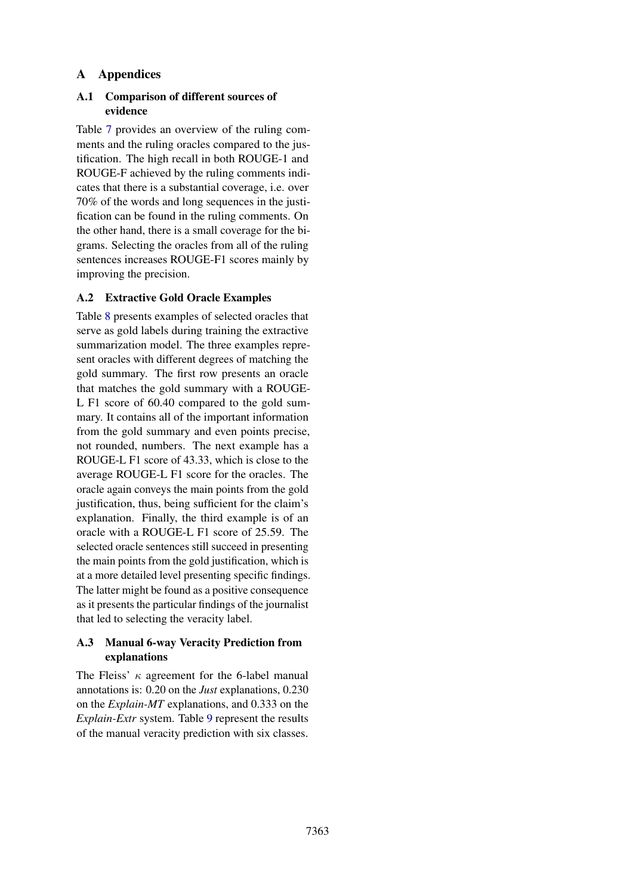# A Appendices

## A.1 Comparison of different sources of evidence

Table 7 provides an overview of the ruling comments and the ruling oracles compared to the justification. The high recall in both ROUGE-1 and ROUGE-F achieved by the ruling comments indicates that there is a substantial coverage, i.e. over 70% of the words and long sequences in the justification can be found in the ruling comments. On the other hand, there is a small coverage for the bigrams. Selecting the oracles from all of the ruling sentences increases ROUGE-F1 scores mainly by improving the precision.

## A.2 Extractive Gold Oracle Examples

Table 8 presents examples of selected oracles that serve as gold labels during training the extractive summarization model. The three examples represent oracles with different degrees of matching the gold summary. The first row presents an oracle that matches the gold summary with a ROUGE-L F1 score of 60.40 compared to the gold summary. It contains all of the important information from the gold summary and even points precise, not rounded, numbers. The next example has a ROUGE-L F1 score of 43.33, which is close to the average ROUGE-L F1 score for the oracles. The oracle again conveys the main points from the gold justification, thus, being sufficient for the claim's explanation. Finally, the third example is of an oracle with a ROUGE-L F1 score of 25.59. The selected oracle sentences still succeed in presenting the main points from the gold justification, which is at a more detailed level presenting specific findings. The latter might be found as a positive consequence as it presents the particular findings of the journalist that led to selecting the veracity label.

## A.3 Manual 6-way Veracity Prediction from explanations

The Fleiss' $\kappa$ agreement for the 6-label manual annotations is: 0.20 on the *Just* explanations, 0.230 on the *Explain-MT* explanations, and 0.333 on the *Explain-Extr* system. Table 9 represent the results of the manual veracity prediction with six classes.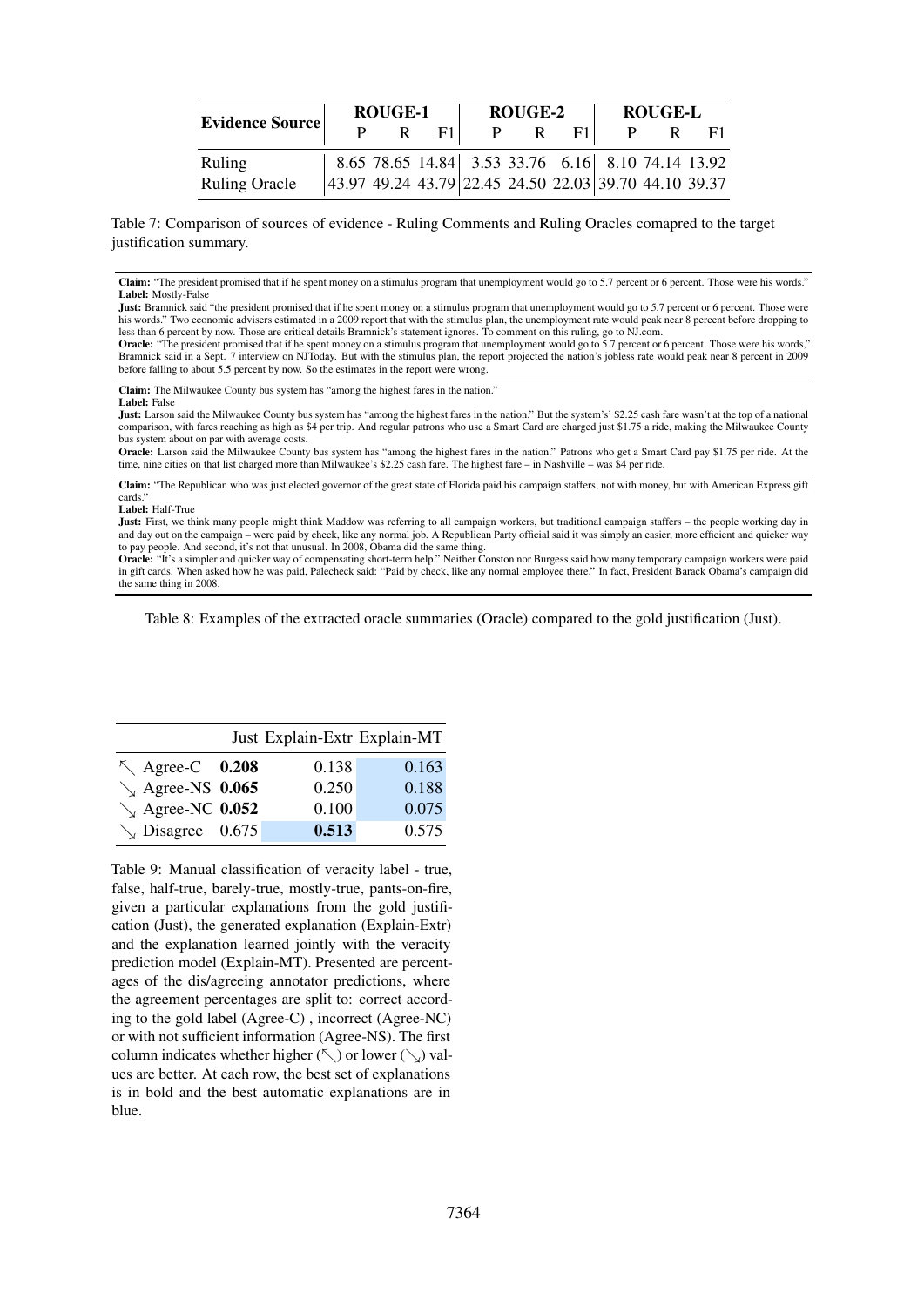| Evidence Source | ROUGE-1 | | | ROUGE-2 | | | ROUGE-L | | |
|---|---|---|---|---|---|---|---|---|---|
| | P | R | F1 | P | R | F1 | P | R | F1 |
| Ruling | 8.65 | 78.65 | 14.84 | 3.53 | 33.76 | 6.16 | 8.10 | 74.14 | 13.92 |
| Ruling Oracle | 43.97 | 49.24 | 43.79 | 22.45 | 24.50 | 22.03 | 39.70 | 44.10 | 39.37 |

Table 7: Comparison of sources of evidence - Ruling Comments and Ruling Oracles comapred to the target justification summary.

**Claim:** "The president promised that if he spent money on a stimulus program that unemployment would go to 5.7 percent or 6 percent. Those were his words."
**Label:** Mostly-False
**Just:** Bramnick said "the president promised that if he spent money on a stimulus program that unemployment would go to 5.7 percent or 6 percent. Those were his words." Two economic advisers estimated in a 2009 report that with the stimulus plan, the unemployment rate would peak near 8 percent before dropping to less than 6 percent by now. Those are critical details Bramnick's statement ignores. To comment on this ruling, go to NJ.com.
**Oracle:** "The president promised that if he spent money on a stimulus program that unemployment would go to 5.7 percent or 6 percent. Those were his words," Bramnick said in a Sept. 7 interview on NJToday. But with the stimulus plan, the report projected the nation's jobless rate would peak near 8 percent in 2009 before falling to about 5.5 percent by now. So the estimates in the report were wrong.

**Claim:** The Milwaukee County bus system has "among the highest fares in the nation."
**Label:** False
**Just:** Larson said the Milwaukee County bus system has "among the highest fares in the nation." But the system's' $2.25 cash fare wasn't at the top of a national comparison, with fares reaching as high as $4 per trip. And regular patrons who use a Smart Card are charged just $1.75 a ride, making the Milwaukee County bus system about on par with average costs.
**Oracle:** Larson said the Milwaukee County bus system has "among the highest fares in the nation." Patrons who get a Smart Card pay $1.75 per ride. At the time, nine cities on that list charged more than Milwaukee's $2.25 cash fare. The highest fare – in Nashville – was $4 per ride.

**Claim:** "The Republican who was just elected governor of the great state of Florida paid his campaign staffers, not with money, but with American Express gift cards."
**Label:** Half-True
**Just:** First, we think many people might think Maddow was referring to all campaign workers, but traditional campaign staffers – the people working day in and day out on the campaign – were paid by check, like any normal job. A Republican Party official said it was simply an easier, more efficient and quicker way to pay people. And second, it's not that unusual. In 2008, Obama did the same thing.
**Oracle:** "It's a simpler and quicker way of compensating short-term help." Neither Conston nor Burgess said how many temporary campaign workers were paid in gift cards. When asked how he was paid, Palecheck said: "Paid by check, like any normal employee there." In fact, President Barack Obama's campaign did the same thing in 2008.

Table 8: Examples of the extracted oracle summaries (Oracle) compared to the gold justification (Just).

| | Just | Explain-Extr | Explain-MT |
|---|---|---|---|
| ↖ Agree-C | **0.208** | 0.138 | 0.163 |
| ↘ Agree-NS | **0.065** | 0.250 | 0.188 |
| ↘ Agree-NC | **0.052** | 0.100 | 0.075 |
| ↘ Disagree | 0.675 | **0.513** | 0.575 |

Table 9: Manual classification of veracity label - true, false, half-true, barely-true, mostly-true, pants-on-fire, given a particular explanations from the gold justification (Just), the generated explanation (Explain-Extr) and the explanation learned jointly with the veracity prediction model (Explain-MT). Presented are percentages of the dis/agreeing annotator predictions, where the agreement percentages are split to: correct according to the gold label (Agree-C) , incorrect (Agree-NC) or with not sufficient information (Agree-NS). The first column indicates whether higher (↖) or lower (↘) values are better. At each row, the best set of explanations is in bold and the best automatic explanations are in blue.